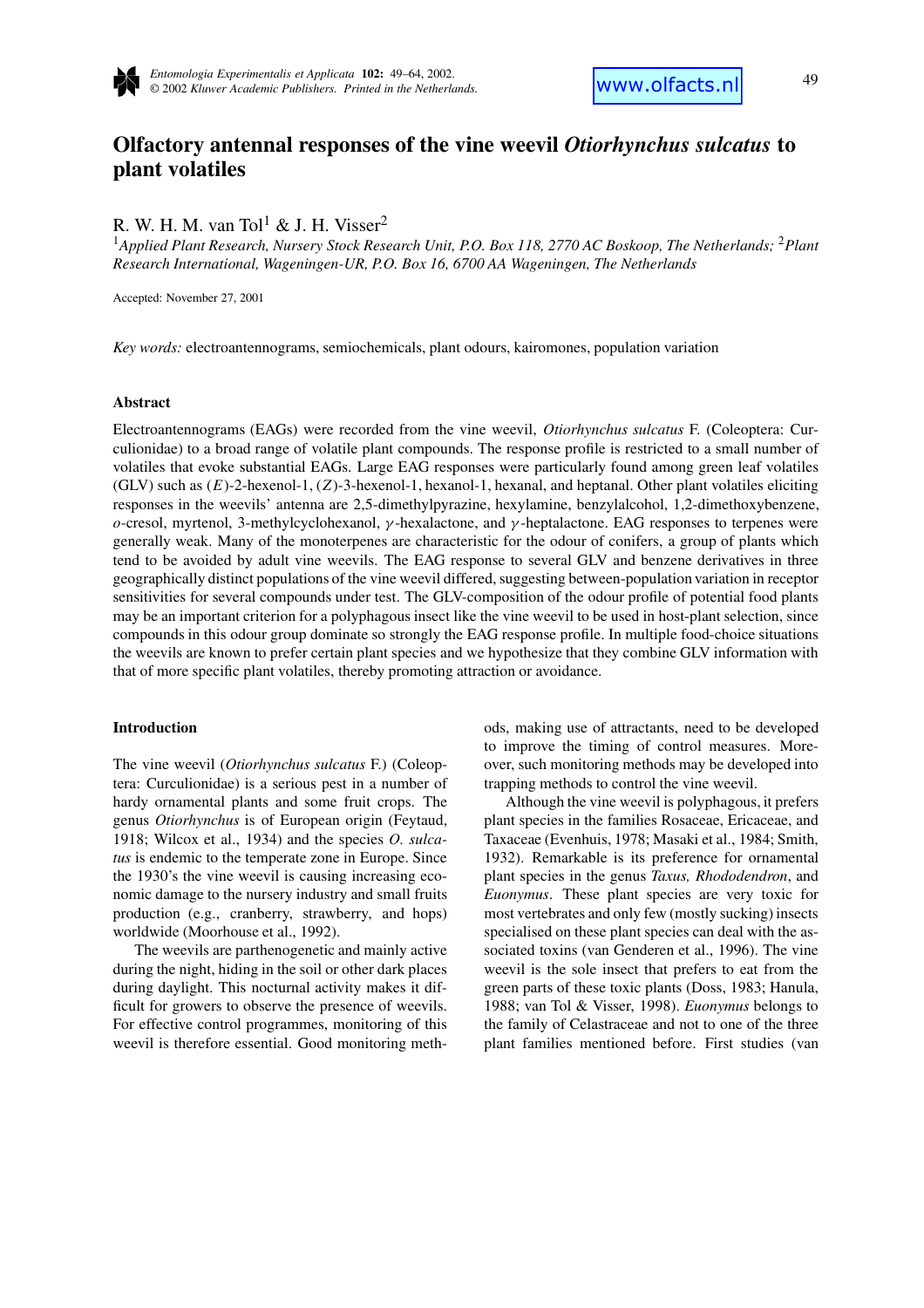# Olfactory antennal responses of the vine weevil *Otiorhynchus sulcatus* to plant volatiles

R. W. H. M. van Tol[1] & J. H. Visser[2]

[1]*Applied Plant Research, Nursery Stock Research Unit, P.O. Box 118, 2770 AC Boskoop, The Netherlands;* [2]*Plant Research International, Wageningen-UR, P.O. Box 16, 6700 AA Wageningen, The Netherlands*

Accepted: November 27, 2001

*Key words:* electroantennograms, semiochemicals, plant odours, kairomones, population variation

## Abstract

Electroantennograms (EAGs) were recorded from the vine weevil, *Otiorhynchus sulcatus* F. (Coleoptera: Curculionidae) to a broad range of volatile plant compounds. The response profile is restricted to a small number of volatiles that evoke substantial EAGs. Large EAG responses were particularly found among green leaf volatiles (GLV) such as (*E*)-2-hexenol-1, (*Z*)-3-hexenol-1, hexanol-1, hexanal, and heptanal. Other plant volatiles eliciting responses in the weevils' antenna are 2,5-dimethylpyrazine, hexylamine, benzylalcohol, 1,2-dimethoxybenzene, *o*-cresol, myrtenol, 3-methylcyclohexanol, $\gamma$-hexalactone, and $\gamma$-heptalactone. EAG responses to terpenes were generally weak. Many of the monoterpenes are characteristic for the odour of conifers, a group of plants which tend to be avoided by adult vine weevils. The EAG response to several GLV and benzene derivatives in three geographically distinct populations of the vine weevil differed, suggesting between-population variation in receptor sensitivities for several compounds under test. The GLV-composition of the odour profile of potential food plants may be an important criterion for a polyphagous insect like the vine weevil to be used in host-plant selection, since compounds in this odour group dominate so strongly the EAG response profile. In multiple food-choice situations the weevils are known to prefer certain plant species and we hypothesize that they combine GLV information with that of more specific plant volatiles, thereby promoting attraction or avoidance.

## Introduction

The vine weevil (*Otiorhynchus sulcatus* F.) (Coleoptera: Curculionidae) is a serious pest in a number of hardy ornamental plants and some fruit crops. The genus *Otiorhynchus* is of European origin (Feytaud, 1918; Wilcox et al., 1934) and the species *O. sulcatus* is endemic to the temperate zone in Europe. Since the 1930's the vine weevil is causing increasing economic damage to the nursery industry and small fruits production (e.g., cranberry, strawberry, and hops) worldwide (Moorhouse et al., 1992).

The weevils are parthenogenetic and mainly active during the night, hiding in the soil or other dark places during daylight. This nocturnal activity makes it difficult for growers to observe the presence of weevils. For effective control programmes, monitoring of this weevil is therefore essential. Good monitoring methods, making use of attractants, need to be developed to improve the timing of control measures. Moreover, such monitoring methods may be developed into trapping methods to control the vine weevil.

Although the vine weevil is polyphagous, it prefers plant species in the families Rosaceae, Ericaceae, and Taxaceae (Evenhuis, 1978; Masaki et al., 1984; Smith, 1932). Remarkable is its preference for ornamental plant species in the genus *Taxus, Rhododendron*, and *Euonymus*. These plant species are very toxic for most vertebrates and only few (mostly sucking) insects specialised on these plant species can deal with the associated toxins (van Genderen et al., 1996). The vine weevil is the sole insect that prefers to eat from the green parts of these toxic plants (Doss, 1983; Hanula, 1988; van Tol & Visser, 1998). *Euonymus* belongs to the family of Celastraceae and not to one of the three plant families mentioned before. First studies (van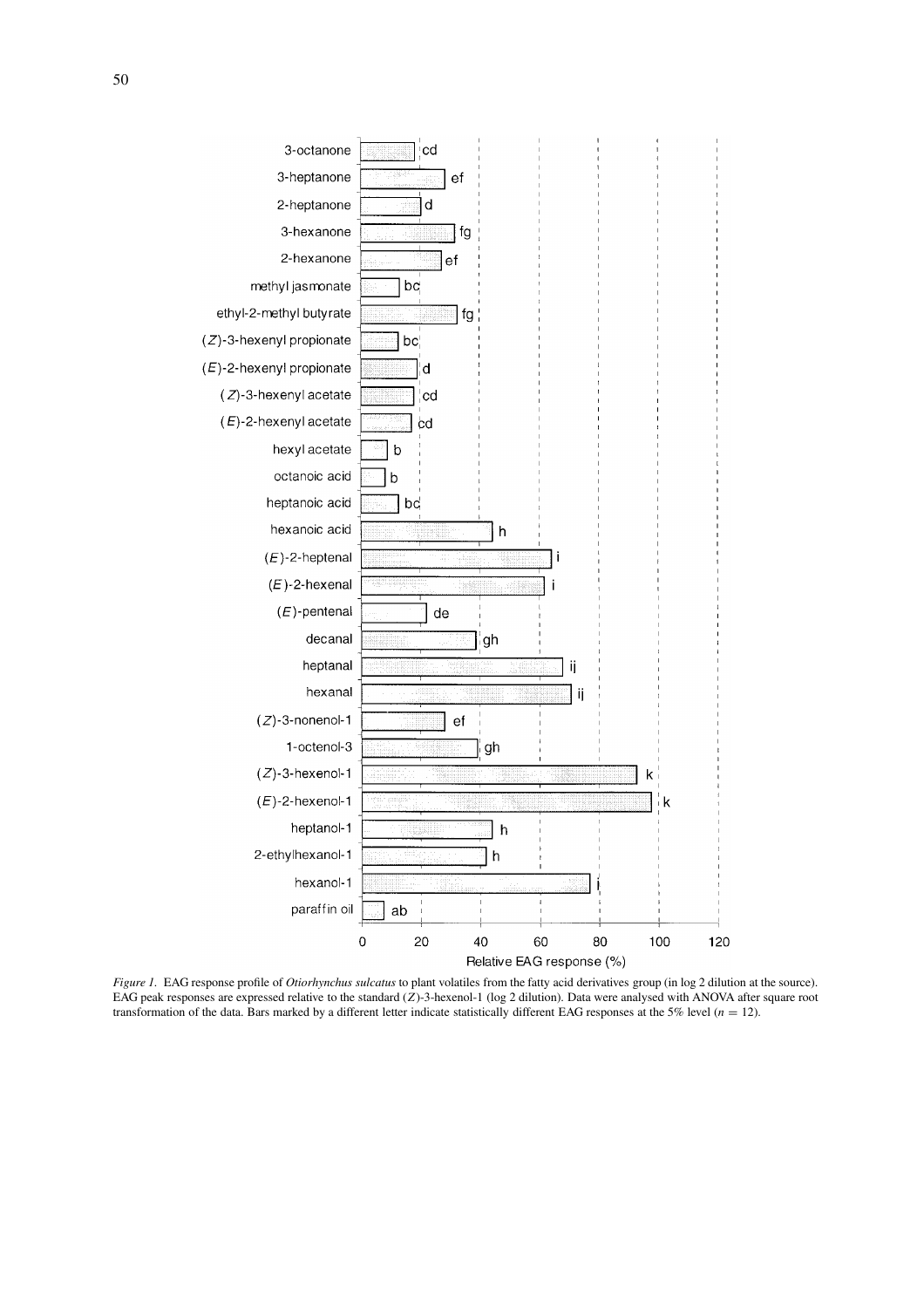*Figure 1.* EAG response profile of *Otiorhynchus sulcatus* to plant volatiles from the fatty acid derivatives group (in log 2 dilution at the source). EAG peak responses are expressed relative to the standard ($Z$)-3-hexenol-1 (log 2 dilution). Data were analysed with ANOVA after square root transformation of the data. Bars marked by a different letter indicate statistically different EAG responses at the 5% level ($n = 12$).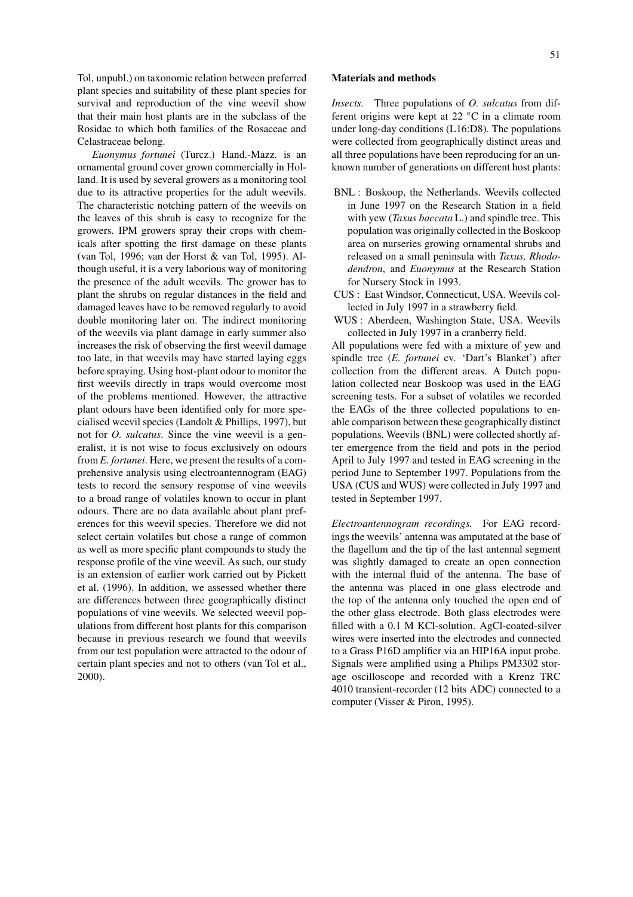Tol, unpubl.) on taxonomic relation between preferred plant species and suitability of these plant species for survival and reproduction of the vine weevil show that their main host plants are in the subclass of the Rosidae to which both families of the Rosaceae and Celastraceae belong.

*Euonymus fortunei* (Turcz.) Hand.-Mazz. is an ornamental ground cover grown commercially in Holland. It is used by several growers as a monitoring tool due to its attractive properties for the adult weevils. The characteristic notching pattern of the weevils on the leaves of this shrub is easy to recognize for the growers. IPM growers spray their crops with chemicals after spotting the first damage on these plants (van Tol, 1996; van der Horst & van Tol, 1995). Although useful, it is a very laborious way of monitoring the presence of the adult weevils. The grower has to plant the shrubs on regular distances in the field and damaged leaves have to be removed regularly to avoid double monitoring later on. The indirect monitoring of the weevils via plant damage in early summer also increases the risk of observing the first weevil damage too late, in that weevils may have started laying eggs before spraying. Using host-plant odour to monitor the first weevils directly in traps would overcome most of the problems mentioned. However, the attractive plant odours have been identified only for more specialised weevil species (Landolt & Phillips, 1997), but not for *O. sulcatus*. Since the vine weevil is a generalist, it is not wise to focus exclusively on odours from *E. fortunei*. Here, we present the results of a comprehensive analysis using electroantennogram (EAG) tests to record the sensory response of vine weevils to a broad range of volatiles known to occur in plant odours. There are no data available about plant preferences for this weevil species. Therefore we did not select certain volatiles but chose a range of common as well as more specific plant compounds to study the response profile of the vine weevil. As such, our study is an extension of earlier work carried out by Pickett et al. (1996). In addition, we assessed whether there are differences between three geographically distinct populations of vine weevils. We selected weevil populations from different host plants for this comparison because in previous research we found that weevils from our test population were attracted to the odour of certain plant species and not to others (van Tol et al., 2000).

## Materials and methods

*Insects.* Three populations of *O. sulcatus* from different origins were kept at 22 °C in a climate room under long-day conditions (L16:D8). The populations were collected from geographically distinct areas and all three populations have been reproducing for an unknown number of generations on different host plants:

- BNL : Boskoop, the Netherlands. Weevils collected in June 1997 on the Research Station in a field with yew (*Taxus baccata* L.) and spindle tree. This population was originally collected in the Boskoop area on nurseries growing ornamental shrubs and released on a small peninsula with *Taxus, Rhododendron*, and *Euonymus* at the Research Station for Nursery Stock in 1993.
- CUS : East Windsor, Connecticut, USA. Weevils collected in July 1997 in a strawberry field.
- WUS : Aberdeen, Washington State, USA. Weevils collected in July 1997 in a cranberry field.

All populations were fed with a mixture of yew and spindle tree (*E. fortunei* cv. 'Dart's Blanket') after collection from the different areas. A Dutch population collected near Boskoop was used in the EAG screening tests. For a subset of volatiles we recorded the EAGs of the three collected populations to enable comparison between these geographically distinct populations. Weevils (BNL) were collected shortly after emergence from the field and pots in the period April to July 1997 and tested in EAG screening in the period June to September 1997. Populations from the USA (CUS and WUS) were collected in July 1997 and tested in September 1997.

*Electroantennogram recordings.* For EAG recordings the weevils' antenna was amputated at the base of the flagellum and the tip of the last antennal segment was slightly damaged to create an open connection with the internal fluid of the antenna. The base of the antenna was placed in one glass electrode and the top of the antenna only touched the open end of the other glass electrode. Both glass electrodes were filled with a 0.1 M KCl-solution. AgCl-coated-silver wires were inserted into the electrodes and connected to a Grass P16D amplifier via an HIP16A input probe. Signals were amplified using a Philips PM3302 storage oscilloscope and recorded with a Krenz TRC 4010 transient-recorder (12 bits ADC) connected to a computer (Visser & Piron, 1995).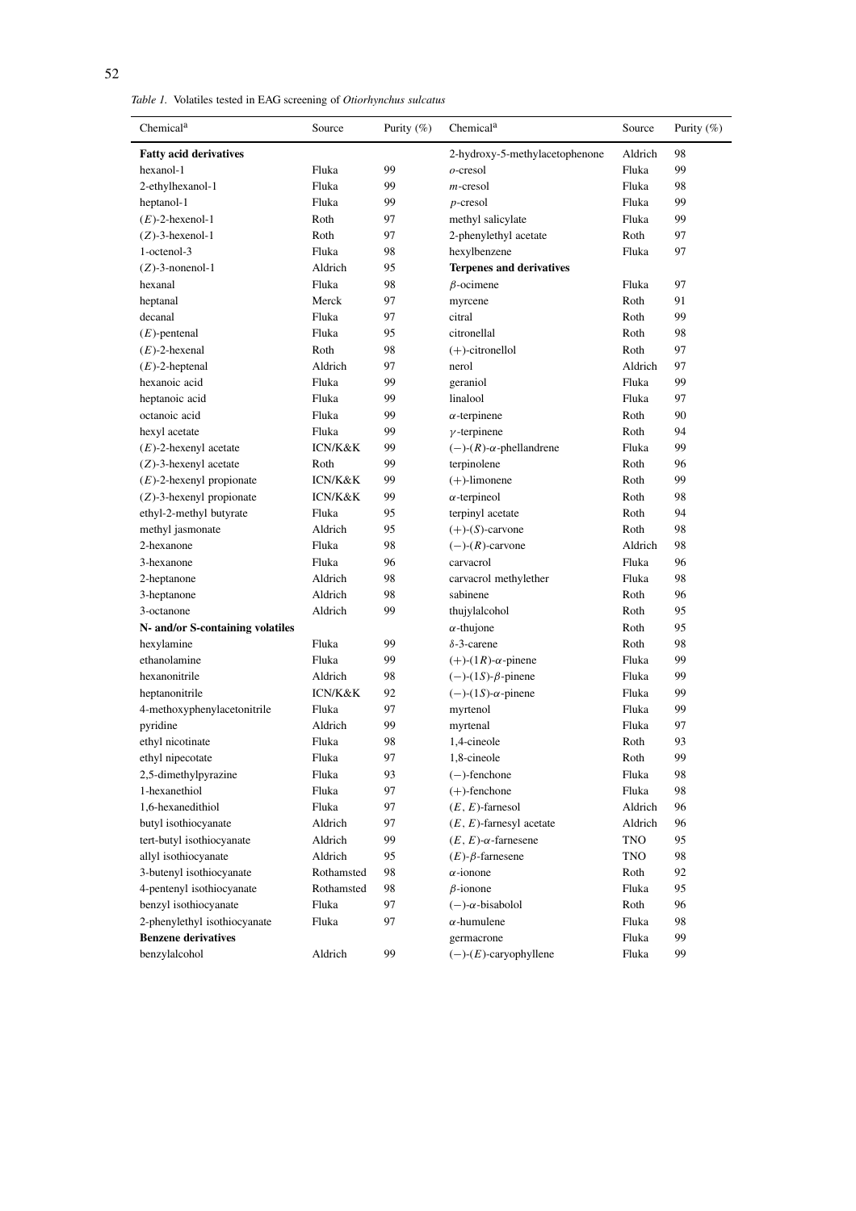*Table 1.* Volatiles tested in EAG screening of *Otiorhynchus sulcatus*

| Chemical[a] | Source | Purity (%) | Chemical[a] | Source | Purity (%) |
|---|---|---|---|---|---|
| **Fatty acid derivatives** | | | 2-hydroxy-5-methylacetophenone | Aldrich | 98 |
| hexanol-1 | Fluka | 99 | *o*-cresol | Fluka | 99 |
| 2-ethylhexanol-1 | Fluka | 99 | *m*-cresol | Fluka | 98 |
| heptanol-1 | Fluka | 99 | *p*-cresol | Fluka | 99 |
| (*E*)-2-hexenol-1 | Roth | 97 | methyl salicylate | Fluka | 99 |
| (*Z*)-3-hexenol-1 | Roth | 97 | 2-phenylethyl acetate | Roth | 97 |
| 1-octenol-3 | Fluka | 98 | hexylbenzene | Fluka | 97 |
| (*Z*)-3-nonenol-1 | Aldrich | 95 | **Terpenes and derivatives** | | |
| hexanal | Fluka | 98 | $\beta$-ocimene | Fluka | 97 |
| heptanal | Merck | 97 | myrcene | Roth | 91 |
| decanal | Fluka | 97 | citral | Roth | 99 |
| (*E*)-pentenal | Fluka | 95 | citronellal | Roth | 98 |
| (*E*)-2-hexenal | Roth | 98 | (+)-citronellol | Roth | 97 |
| (*E*)-2-heptenal | Aldrich | 97 | nerol | Aldrich | 97 |
| hexanoic acid | Fluka | 99 | geraniol | Fluka | 99 |
| heptanoic acid | Fluka | 99 | linalool | Fluka | 97 |
| octanoic acid | Fluka | 99 | $\alpha$-terpinene | Roth | 90 |
| hexyl acetate | Fluka | 99 | $\gamma$-terpinene | Roth | 94 |
| (*E*)-2-hexenyl acetate | ICN/K&K | 99 | (−)-(*R*)-$\alpha$-phellandrene | Fluka | 99 |
| (*Z*)-3-hexenyl acetate | Roth | 99 | terpinolene | Roth | 96 |
| (*E*)-2-hexenyl propionate | ICN/K&K | 99 | (+)-limonene | Roth | 99 |
| (*Z*)-3-hexenyl propionate | ICN/K&K | 99 | $\alpha$-terpineol | Roth | 98 |
| ethyl-2-methyl butyrate | Fluka | 95 | terpinyl acetate | Roth | 94 |
| methyl jasmonate | Aldrich | 95 | (+)-(*S*)-carvone | Roth | 98 |
| 2-hexanone | Fluka | 98 | (−)-(*R*)-carvone | Aldrich | 98 |
| 3-hexanone | Fluka | 96 | carvacrol | Fluka | 96 |
| 2-heptanone | Aldrich | 98 | carvacrol methylether | Fluka | 98 |
| 3-heptanone | Aldrich | 98 | sabinene | Roth | 96 |
| 3-octanone | Aldrich | 99 | thujylalcohol | Roth | 95 |
| **N- and/or S-containing volatiles** | | | $\alpha$-thujone | Roth | 95 |
| hexylamine | Fluka | 99 | $\delta$-3-carene | Roth | 98 |
| ethanolamine | Fluka | 99 | (+)-(1*R*)-$\alpha$-pinene | Fluka | 99 |
| hexanonitrile | Aldrich | 98 | (−)-(1*S*)-$\beta$-pinene | Fluka | 99 |
| heptanonitrile | ICN/K&K | 92 | (−)-(1*S*)-$\alpha$-pinene | Fluka | 99 |
| 4-methoxyphenylacetonitrile | Fluka | 97 | myrtenol | Fluka | 99 |
| pyridine | Aldrich | 99 | myrtenal | Fluka | 97 |
| ethyl nicotinate | Fluka | 98 | 1,4-cineole | Roth | 93 |
| ethyl nipecotate | Fluka | 97 | 1,8-cineole | Roth | 99 |
| 2,5-dimethylpyrazine | Fluka | 93 | (−)-fenchone | Fluka | 98 |
| 1-hexanethiol | Fluka | 97 | (+)-fenchone | Fluka | 98 |
| 1,6-hexanedithiol | Fluka | 97 | (*E*, *E*)-farnesol | Aldrich | 96 |
| butyl isothiocyanate | Aldrich | 97 | (*E*, *E*)-farnesyl acetate | Aldrich | 96 |
| tert-butyl isothiocyanate | Aldrich | 99 | (*E*, *E*)-$\alpha$-farnesene | TNO | 95 |
| allyl isothiocyanate | Aldrich | 95 | (*E*)-$\beta$-farnesene | TNO | 98 |
| 3-butenyl isothiocyanate | Rothamsted | 98 | $\alpha$-ionone | Roth | 92 |
| 4-pentenyl isothiocyanate | Rothamsted | 98 | $\beta$-ionone | Fluka | 95 |
| benzyl isothiocyanate | Fluka | 97 | (−)-$\alpha$-bisabolol | Roth | 96 |
| 2-phenylethyl isothiocyanate | Fluka | 97 | $\alpha$-humulene | Fluka | 98 |
| **Benzene derivatives** | | | germacrone | Fluka | 99 |
| benzylalcohol | Aldrich | 99 | (−)-(*E*)-caryophyllene | Fluka | 99 |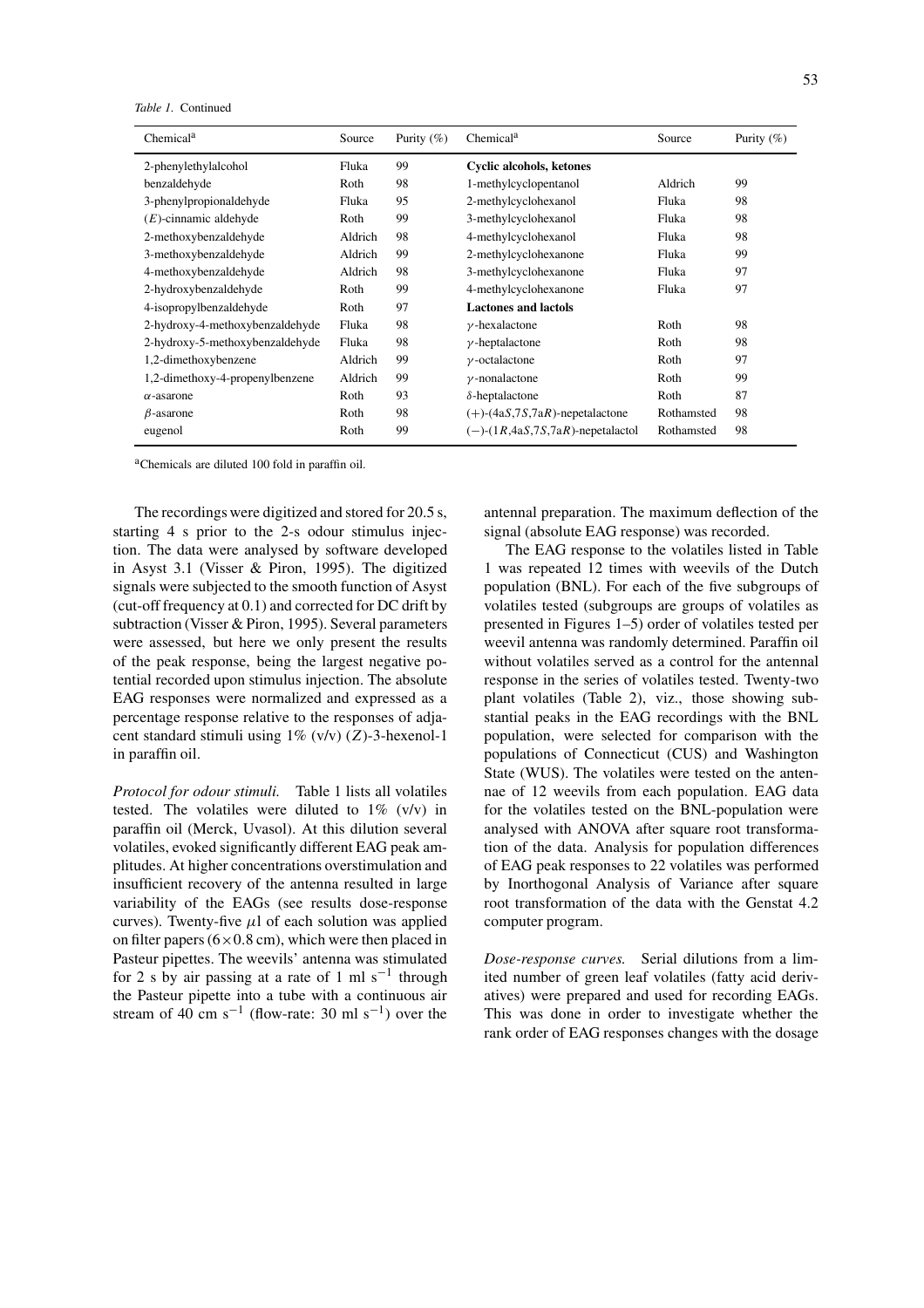*Table 1.* Continued

| Chemical[a] | Source | Purity (%) | Chemical[a] | Source | Purity (%) |
|---|---|---|---|---|---|
| 2-phenylethylalcohol | Fluka | 99 | **Cyclic alcohols, ketones** | | |
| benzaldehyde | Roth | 98 | 1-methylcyclopentanol | Aldrich | 99 |
| 3-phenylpropionaldehyde | Fluka | 95 | 2-methylcyclohexanol | Fluka | 98 |
| (*E*)-cinnamic aldehyde | Roth | 99 | 3-methylcyclohexanol | Fluka | 98 |
| 2-methoxybenzaldehyde | Aldrich | 98 | 4-methylcyclohexanol | Fluka | 98 |
| 3-methoxybenzaldehyde | Aldrich | 99 | 2-methylcyclohexanone | Fluka | 99 |
| 4-methoxybenzaldehyde | Aldrich | 98 | 3-methylcyclohexanone | Fluka | 97 |
| 2-hydroxybenzaldehyde | Roth | 99 | 4-methylcyclohexanone | Fluka | 97 |
| 4-isopropylbenzaldehyde | Roth | 97 | **Lactones and lactols** | | |
| 2-hydroxy-4-methoxybenzaldehyde | Fluka | 98 | $\gamma$-hexalactone | Roth | 98 |
| 2-hydroxy-5-methoxybenzaldehyde | Fluka | 98 | $\gamma$-heptalactone | Roth | 98 |
| 1,2-dimethoxybenzene | Aldrich | 99 | $\gamma$-octalactone | Roth | 97 |
| 1,2-dimethoxy-4-propenylbenzene | Aldrich | 99 | $\gamma$-nonalactone | Roth | 99 |
| $\alpha$-asarone | Roth | 93 | $\delta$-heptalactone | Roth | 87 |
| $\beta$-asarone | Roth | 98 | (+)-(4a*S*,7*S*,7a*R*)-nepetalactone | Rothamsted | 98 |
| eugenol | Roth | 99 | (−)-(1*R*,4a*S*,7*S*,7a*R*)-nepetalactol | Rothamsted | 98 |

[a]Chemicals are diluted 100 fold in paraffin oil.

The recordings were digitized and stored for 20.5 s, starting 4 s prior to the 2-s odour stimulus injection. The data were analysed by software developed in Asyst 3.1 (Visser & Piron, 1995). The digitized signals were subjected to the smooth function of Asyst (cut-off frequency at 0.1) and corrected for DC drift by subtraction (Visser & Piron, 1995). Several parameters were assessed, but here we only present the results of the peak response, being the largest negative potential recorded upon stimulus injection. The absolute EAG responses were normalized and expressed as a percentage response relative to the responses of adjacent standard stimuli using 1% (v/v) (*Z*)-3-hexenol-1 in paraffin oil.

*Protocol for odour stimuli.* Table 1 lists all volatiles tested. The volatiles were diluted to 1% (v/v) in paraffin oil (Merck, Uvasol). At this dilution several volatiles, evoked significantly different EAG peak amplitudes. At higher concentrations overstimulation and insufficient recovery of the antenna resulted in large variability of the EAGs (see results dose-response curves). Twenty-five $\mu$l of each solution was applied on filter papers ($6 \times 0.8$ cm), which were then placed in Pasteur pipettes. The weevils' antenna was stimulated for 2 s by air passing at a rate of 1 ml $s^{-1}$ through the Pasteur pipette into a tube with a continuous air stream of 40 cm $s^{-1}$ (flow-rate: 30 ml $s^{-1}$) over the antennal preparation. The maximum deflection of the signal (absolute EAG response) was recorded.

The EAG response to the volatiles listed in Table 1 was repeated 12 times with weevils of the Dutch population (BNL). For each of the five subgroups of volatiles tested (subgroups are groups of volatiles as presented in Figures 1–5) order of volatiles tested per weevil antenna was randomly determined. Paraffin oil without volatiles served as a control for the antennal response in the series of volatiles tested. Twenty-two plant volatiles (Table 2), viz., those showing substantial peaks in the EAG recordings with the BNL population, were selected for comparison with the populations of Connecticut (CUS) and Washington State (WUS). The volatiles were tested on the antennae of 12 weevils from each population. EAG data for the volatiles tested on the BNL-population were analysed with ANOVA after square root transformation of the data. Analysis for population differences of EAG peak responses to 22 volatiles was performed by Inorthogonal Analysis of Variance after square root transformation of the data with the Genstat 4.2 computer program.

*Dose-response curves.* Serial dilutions from a limited number of green leaf volatiles (fatty acid derivatives) were prepared and used for recording EAGs. This was done in order to investigate whether the rank order of EAG responses changes with the dosage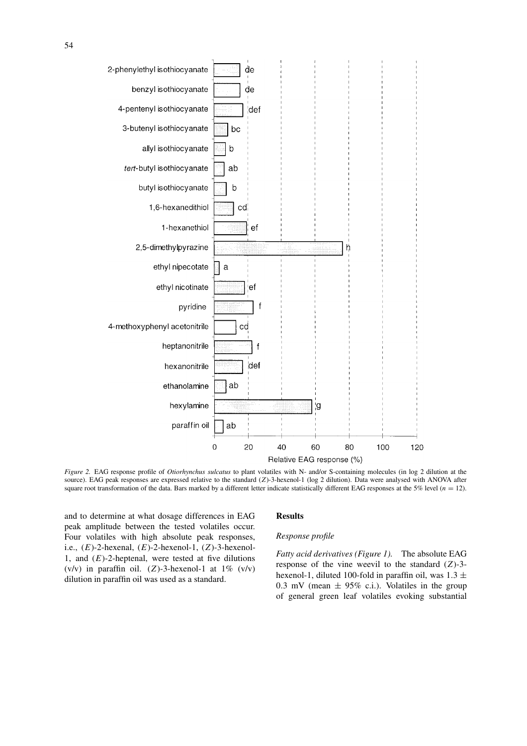*Figure 2.* EAG response profile of *Otiorhynchus sulcatus* to plant volatiles with N- and/or S-containing molecules (in log 2 dilution at the source). EAG peak responses are expressed relative to the standard (*Z*)-3-hexenol-1 (log 2 dilution). Data were analysed with ANOVA after square root transformation of the data. Bars marked by a different letter indicate statistically different EAG responses at the 5% level ($n$ = 12).

and to determine at what dosage differences in EAG peak amplitude between the tested volatiles occur. Four volatiles with high absolute peak responses, i.e., (*E*)-2-hexenal, (*E*)-2-hexenol-1, (*Z*)-3-hexenol-1, and (*E*)-2-heptenal, were tested at five dilutions (v/v) in paraffin oil. (*Z*)-3-hexenol-1 at 1% (v/v) dilution in paraffin oil was used as a standard.

## Results

### *Response profile*

*Fatty acid derivatives (Figure 1).* The absolute EAG response of the vine weevil to the standard (*Z*)-3-hexenol-1, diluted 100-fold in paraffin oil, was 1.3 ± 0.3 mV (mean ± 95% c.i.). Volatiles in the group of general green leaf volatiles evoking substantial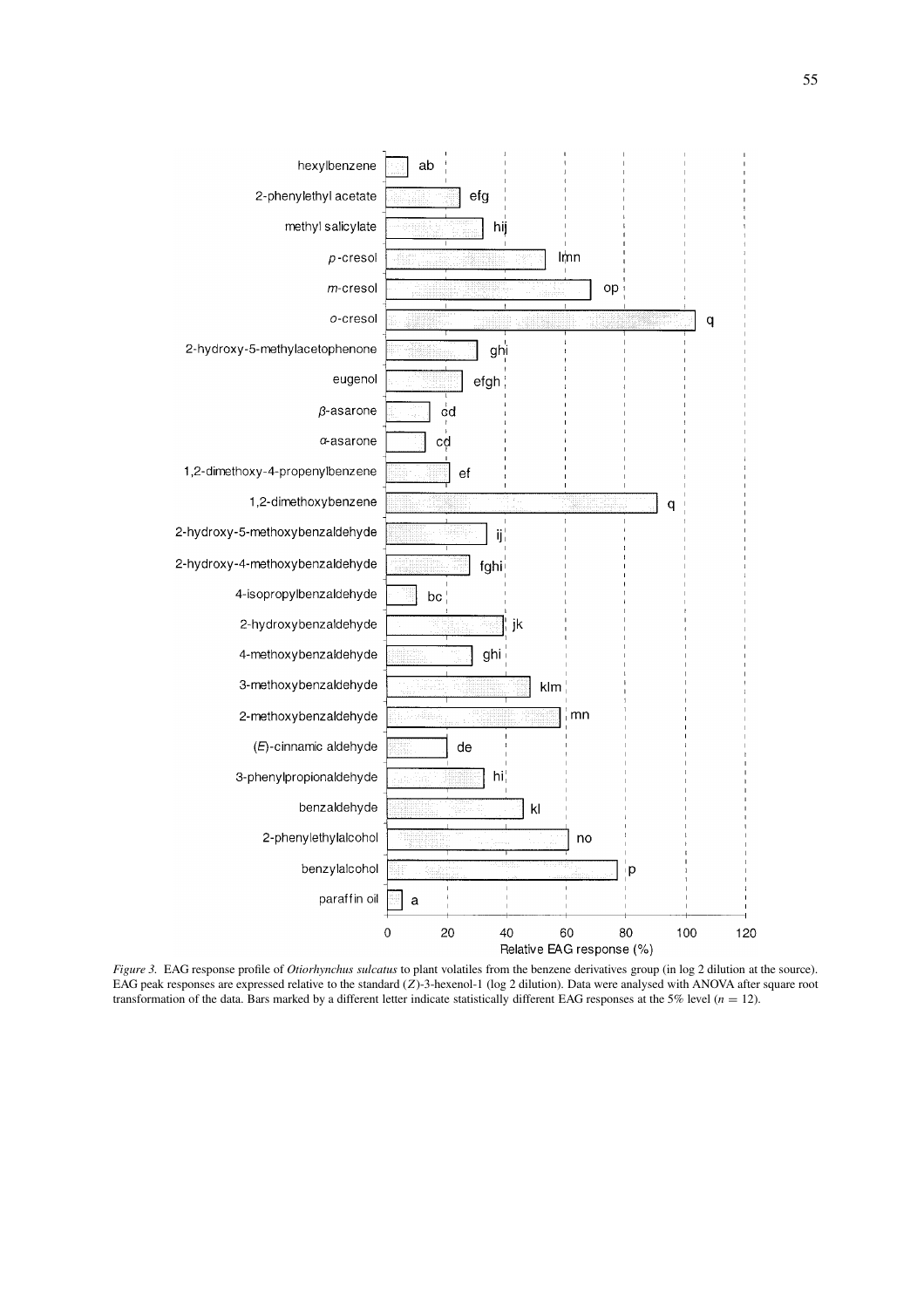*Figure 3.* EAG response profile of *Otiorhynchus sulcatus* to plant volatiles from the benzene derivatives group (in log 2 dilution at the source). EAG peak responses are expressed relative to the standard (*Z*)-3-hexenol-1 (log 2 dilution). Data were analysed with ANOVA after square root transformation of the data. Bars marked by a different letter indicate statistically different EAG responses at the 5% level ($n = 12$).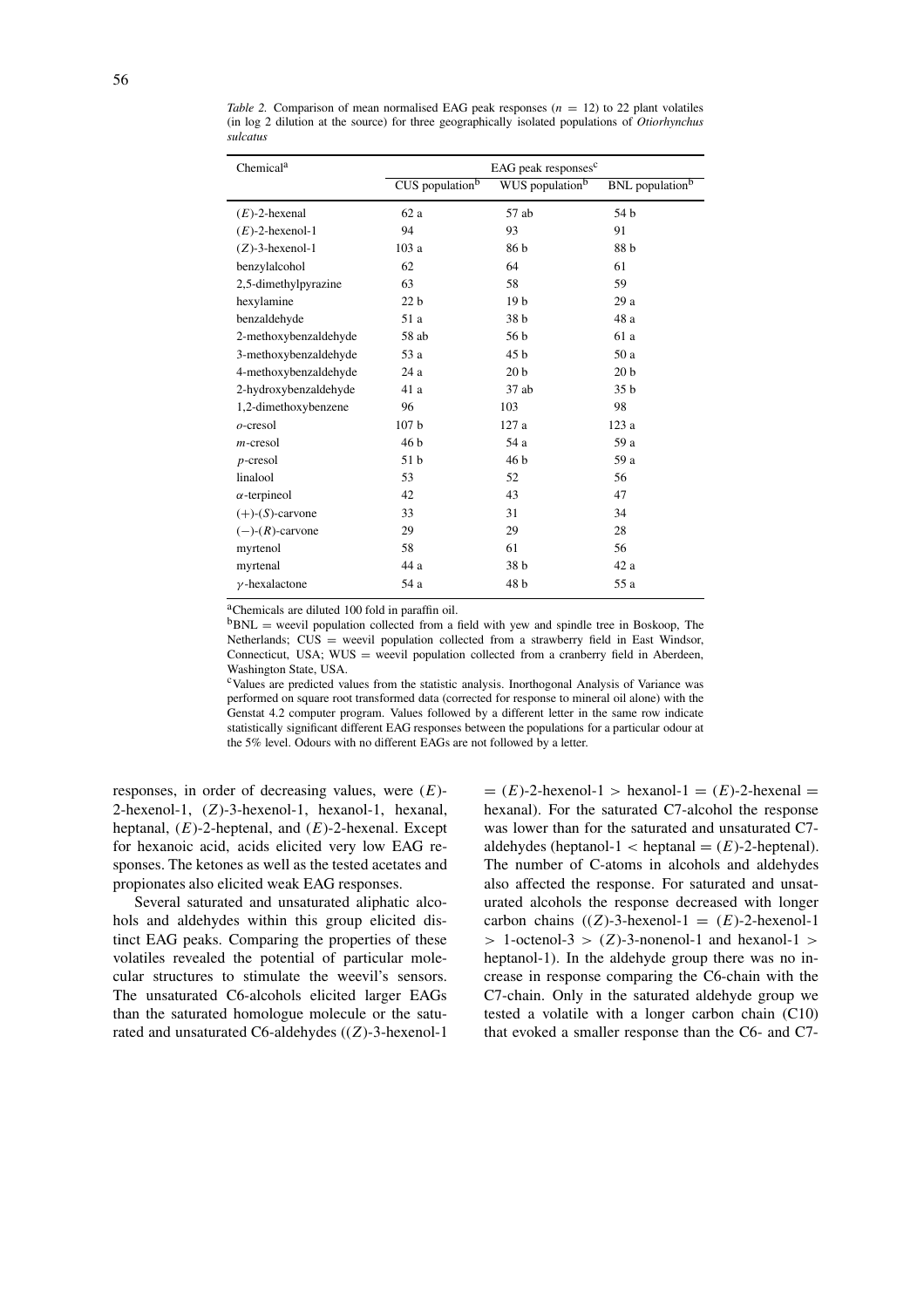*Table 2.* Comparison of mean normalised EAG peak responses ($n = 12$) to 22 plant volatiles (in log 2 dilution at the source) for three geographically isolated populations of *Otiorhynchus sulcatus*

| Chemical[a] | EAG peak responses[c] | | |
|---|---|---|---|
| | CUS population[b] | WUS population[b] | BNL population[b] |
| (*E*)-2-hexenal | 62 a | 57 ab | 54 b |
| (*E*)-2-hexenol-1 | 94 | 93 | 91 |
| (*Z*)-3-hexenol-1 | 103 a | 86 b | 88 b |
| benzylalcohol | 62 | 64 | 61 |
| 2,5-dimethylpyrazine | 63 | 58 | 59 |
| hexylamine | 22 b | 19 b | 29 a |
| benzaldehyde | 51 a | 38 b | 48 a |
| 2-methoxybenzaldehyde | 58 ab | 56 b | 61 a |
| 3-methoxybenzaldehyde | 53 a | 45 b | 50 a |
| 4-methoxybenzaldehyde | 24 a | 20 b | 20 b |
| 2-hydroxybenzaldehyde | 41 a | 37 ab | 35 b |
| 1,2-dimethoxybenzene | 96 | 103 | 98 |
| *o*-cresol | 107 b | 127 a | 123 a |
| *m*-cresol | 46 b | 54 a | 59 a |
| *p*-cresol | 51 b | 46 b | 59 a |
| linalool | 53 | 52 | 56 |
| $\alpha$-terpineol | 42 | 43 | 47 |
| (+)-(*S*)-carvone | 33 | 31 | 34 |
| (−)-(*R*)-carvone | 29 | 29 | 28 |
| myrtenol | 58 | 61 | 56 |
| myrtenal | 44 a | 38 b | 42 a |
| $\gamma$-hexalactone | 54 a | 48 b | 55 a |

[a]Chemicals are diluted 100 fold in paraffin oil.

[b]BNL = weevil population collected from a field with yew and spindle tree in Boskoop, The Netherlands; CUS = weevil population collected from a strawberry field in East Windsor, Connecticut, USA; WUS = weevil population collected from a cranberry field in Aberdeen, Washington State, USA.

[c]Values are predicted values from the statistic analysis. Inorthogonal Analysis of Variance was performed on square root transformed data (corrected for response to mineral oil alone) with the Genstat 4.2 computer program. Values followed by a different letter in the same row indicate statistically significant different EAG responses between the populations for a particular odour at the 5% level. Odours with no different EAGs are not followed by a letter.

responses, in order of decreasing values, were (*E*)-2-hexenol-1, (*Z*)-3-hexenol-1, hexanol-1, hexanal, heptanal, (*E*)-2-heptenal, and (*E*)-2-hexenal. Except for hexanoic acid, acids elicited very low EAG responses. The ketones as well as the tested acetates and propionates also elicited weak EAG responses.

Several saturated and unsaturated aliphatic alcohols and aldehydes within this group elicited distinct EAG peaks. Comparing the properties of these volatiles revealed the potential of particular molecular structures to stimulate the weevil's sensors. The unsaturated C6-alcohols elicited larger EAGs than the saturated homologue molecule or the saturated and unsaturated C6-aldehydes ((*Z*)-3-hexenol-1 = (*E*)-2-hexenol-1 > hexanol-1 = (*E*)-2-hexenal = hexanal). For the saturated C7-alcohol the response was lower than for the saturated and unsaturated C7-aldehydes (heptanol-1 < heptanal = (*E*)-2-heptenal). The number of C-atoms in alcohols and aldehydes also affected the response. For saturated and unsaturated alcohols the response decreased with longer carbon chains ((*Z*)-3-hexenol-1 = (*E*)-2-hexenol-1 > 1-octenol-3 > (*Z*)-3-nonenol-1 and hexanol-1 > heptanol-1). In the aldehyde group there was no increase in response comparing the C6-chain with the C7-chain. Only in the saturated aldehyde group we tested a volatile with a longer carbon chain (C10) that evoked a smaller response than the C6- and C7-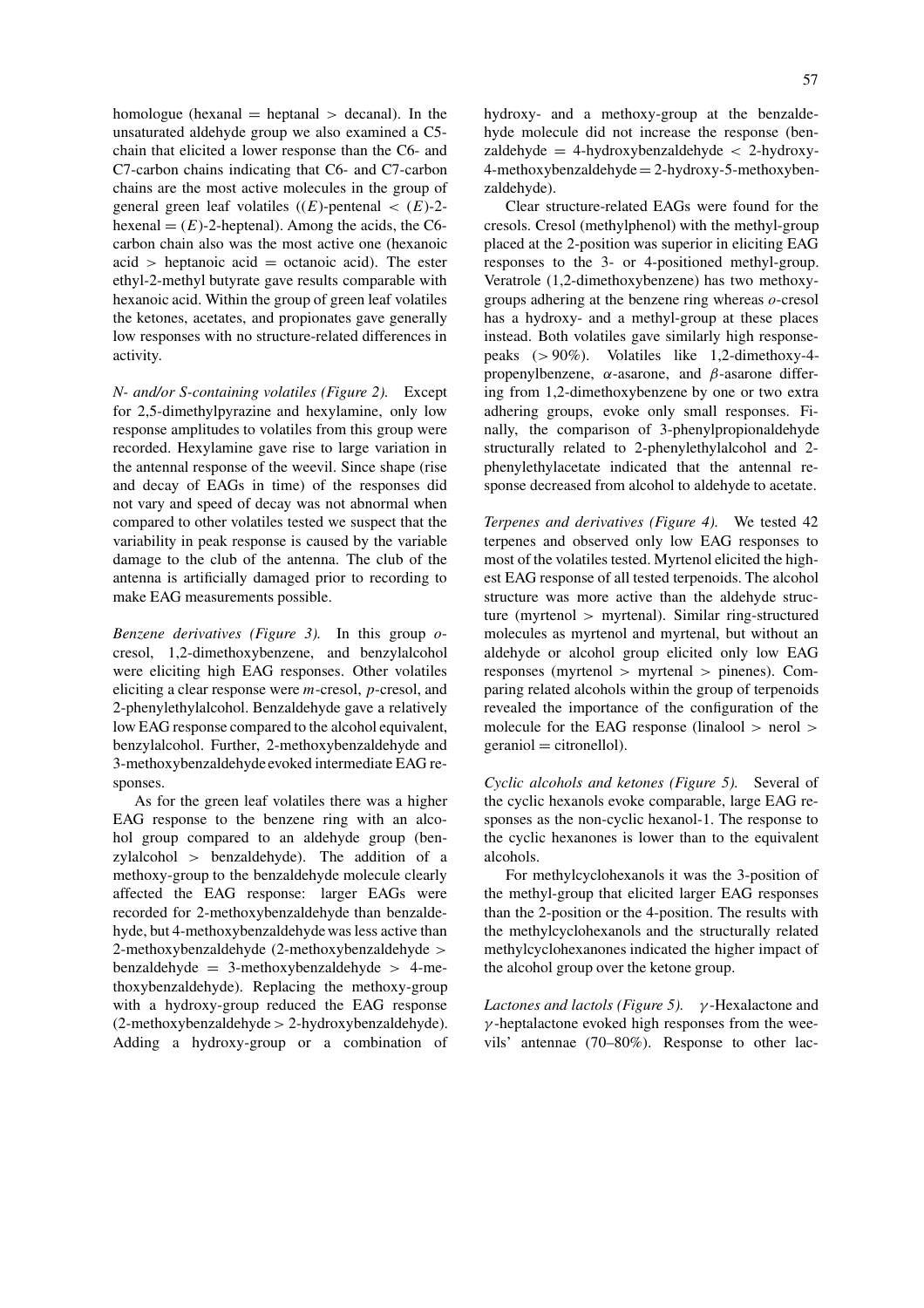homologue (hexanal = heptanal > decanal). In the unsaturated aldehyde group we also examined a C5-chain that elicited a lower response than the C6- and C7-carbon chains indicating that C6- and C7-carbon chains are the most active molecules in the group of general green leaf volatiles ((*E*)-pentenal < (*E*)-2-hexenal = (*E*)-2-heptenal). Among the acids, the C6-carbon chain also was the most active one (hexanoic acid > heptanoic acid = octanoic acid). The ester ethyl-2-methyl butyrate gave results comparable with hexanoic acid. Within the group of green leaf volatiles the ketones, acetates, and propionates gave generally low responses with no structure-related differences in activity.

*N- and/or S-containing volatiles (Figure 2).* Except for 2,5-dimethylpyrazine and hexylamine, only low response amplitudes to volatiles from this group were recorded. Hexylamine gave rise to large variation in the antennal response of the weevil. Since shape (rise and decay of EAGs in time) of the responses did not vary and speed of decay was not abnormal when compared to other volatiles tested we suspect that the variability in peak response is caused by the variable damage to the club of the antenna. The club of the antenna is artificially damaged prior to recording to make EAG measurements possible.

*Benzene derivatives (Figure 3).* In this group *o*-cresol, 1,2-dimethoxybenzene, and benzylalcohol were eliciting high EAG responses. Other volatiles eliciting a clear response were *m*-cresol, *p*-cresol, and 2-phenylethylalcohol. Benzaldehyde gave a relatively low EAG response compared to the alcohol equivalent, benzylalcohol. Further, 2-methoxybenzaldehyde and 3-methoxybenzaldehyde evoked intermediate EAG responses.

As for the green leaf volatiles there was a higher EAG response to the benzene ring with an alcohol group compared to an aldehyde group (benzylalcohol > benzaldehyde). The addition of a methoxy-group to the benzaldehyde molecule clearly affected the EAG response: larger EAGs were recorded for 2-methoxybenzaldehyde than benzaldehyde, but 4-methoxybenzaldehyde was less active than 2-methoxybenzaldehyde (2-methoxybenzaldehyde > benzaldehyde = 3-methoxybenzaldehyde > 4-methoxybenzaldehyde). Replacing the methoxy-group with a hydroxy-group reduced the EAG response (2-methoxybenzaldehyde > 2-hydroxybenzaldehyde). Adding a hydroxy-group or a combination of hydroxy- and a methoxy-group at the benzaldehyde molecule did not increase the response (benzaldehyde = 4-hydroxybenzaldehyde < 2-hydroxy-4-methoxybenzaldehyde = 2-hydroxy-5-methoxybenzaldehyde).

Clear structure-related EAGs were found for the cresols. Cresol (methylphenol) with the methyl-group placed at the 2-position was superior in eliciting EAG responses to the 3- or 4-positioned methyl-group. Veratrole (1,2-dimethoxybenzene) has two methoxy-groups adhering at the benzene ring whereas *o*-cresol has a hydroxy- and a methyl-group at these places instead. Both volatiles gave similarly high response-peaks (> 90%). Volatiles like 1,2-dimethoxy-4-propenylbenzene, $\alpha$-asarone, and $\beta$-asarone differing from 1,2-dimethoxybenzene by one or two extra adhering groups, evoke only small responses. Finally, the comparison of 3-phenylpropionaldehyde structurally related to 2-phenylethylalcohol and 2-phenylethylacetate indicated that the antennal response decreased from alcohol to aldehyde to acetate.

*Terpenes and derivatives (Figure 4).* We tested 42 terpenes and observed only low EAG responses to most of the volatiles tested. Myrtenol elicited the highest EAG response of all tested terpenoids. The alcohol structure was more active than the aldehyde structure (myrtenol > myrtenal). Similar ring-structured molecules as myrtenol and myrtenal, but without an aldehyde or alcohol group elicited only low EAG responses (myrtenol > myrtenal > pinenes). Comparing related alcohols within the group of terpenoids revealed the importance of the configuration of the molecule for the EAG response (linalool > nerol > geraniol = citronellol).

*Cyclic alcohols and ketones (Figure 5).* Several of the cyclic hexanols evoke comparable, large EAG responses as the non-cyclic hexanol-1. The response to the cyclic hexanones is lower than to the equivalent alcohols.

For methylcyclohexanols it was the 3-position of the methyl-group that elicited larger EAG responses than the 2-position or the 4-position. The results with the methylcyclohexanols and the structurally related methylcyclohexanones indicated the higher impact of the alcohol group over the ketone group.

*Lactones and lactols (Figure 5).* $\gamma$-Hexalactone and $\gamma$-heptalactone evoked high responses from the weevils' antennae (70–80%). Response to other lac-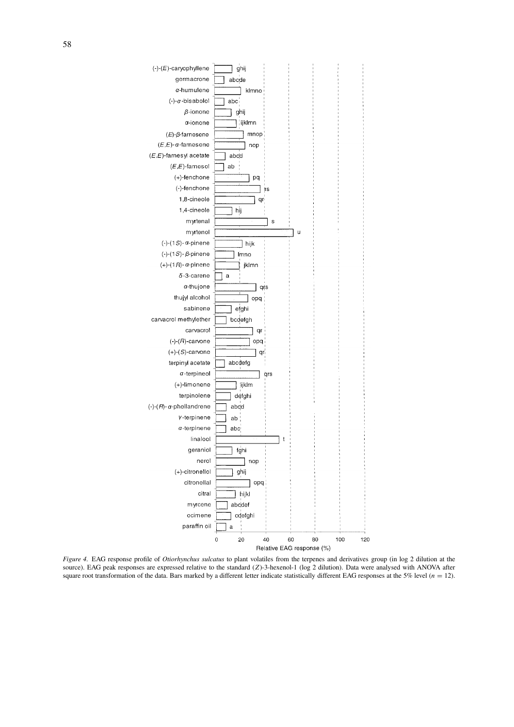| Compound | Significance group |
|---|---|
| (-)-(*E*)-caryophyllene | ghij |
| germacrone | abcde |
| α-humulene | klmno |
| (-)-α-bisabolol | abc |
| β-ionone | ghij |
| α-ionone | ijklmn |
| (*E*)-β-farnesene | mnop |
| (*E*,*E*)-α-farnesene | nop |
| (*E*,*E*)-farnesyl acetate | abcd |
| (*E*,*E*)-farnesol | ab |
| (+)-fenchone | pq |
| (-)-fenchone | rs |
| 1,8-cineole | qr |
| 1,4-cineole | hij |
| myrtenal | s |
| myrtenol | u |
| (-)-(1*S*)-α-pinene | hijk |
| (-)-(1*S*)-β-pinene | lmno |
| (+)-(1*R*)-α-pinene | jklmn |
| δ-3-carene | a |
| α-thujone | qrs |
| thujyl alcohol | opq |
| sabinene | efghi |
| carvacrol methylether | bcdefgh |
| carvacrol | qr |
| (-)-(*R*)-carvone | opq |
| (+)-(*S*)-carvone | qr |
| terpinyl acetate | abcdefg |
| α-terpineol | qrs |
| (+)-limonene | ijklm |
| terpinolene | defghi |
| (-)-(*R*)-α-phellandrene | abcd |
| γ-terpinene | ab |
| α-terpinene | abc |
| linalool | t |
| geraniol | fghi |
| nerol | nop |
| (+)-citronellol | ghij |
| citronellal | opq |
| citral | hijkl |
| myrcene | abcdef |
| ocimene | cdefghi |
| paraffin oil | a |

Relative EAG response (%) (axis 0–120)

*Figure 4.* EAG response profile of *Otiorhynchus sulcatus* to plant volatiles from the terpenes and derivatives group (in log 2 dilution at the source). EAG peak responses are expressed relative to the standard (*Z*)-3-hexenol-1 (log 2 dilution). Data were analysed with ANOVA after square root transformation of the data. Bars marked by a different letter indicate statistically different EAG responses at the 5% level ($n = 12$).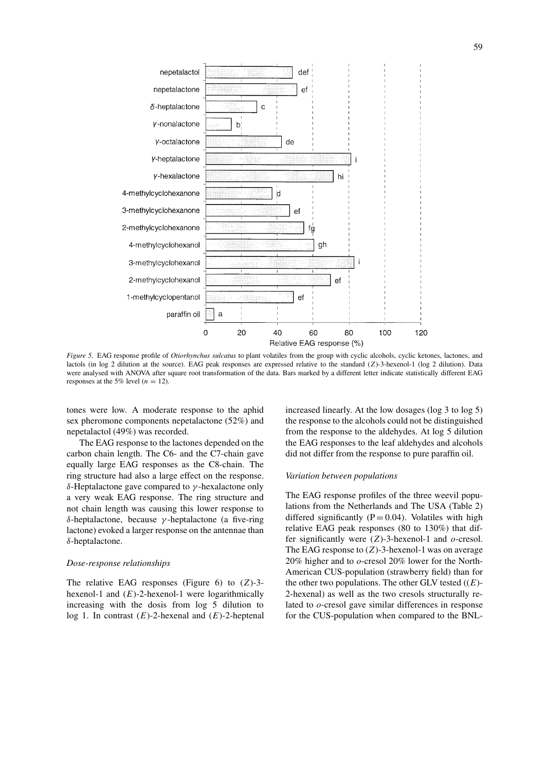nepetalactol | def
nepetalactone | ef
δ-heptalactone | c
γ-nonalactone | b
γ-octalactone | de
γ-heptalactone | i
γ-hexalactone | hi
4-methylcyclohexanone | d
3-methylcyclohexanone | ef
2-methylcyclohexanone | fg
4-methylcyclohexanol | gh
3-methylcyclohexanol | i
2-methylcyclohexanol | ef
1-methylcyclopentanol | ef
paraffin oil | a

Relative EAG response (%)

*Figure 5.* EAG response profile of *Otiorhynchus sulcatus* to plant volatiles from the group with cyclic alcohols, cyclic ketones, lactones, and lactols (in log 2 dilution at the source). EAG peak responses are expressed relative to the standard (*Z*)-3-hexenol-1 (log 2 dilution). Data were analysed with ANOVA after square root transformation of the data. Bars marked by a different letter indicate statistically different EAG responses at the 5% level ($n = 12$).

tones were low. A moderate response to the aphid sex pheromone components nepetalactone (52%) and nepetalactol (49%) was recorded.

The EAG response to the lactones depended on the carbon chain length. The C6- and the C7-chain gave equally large EAG responses as the C8-chain. The ring structure had also a large effect on the response. δ-Heptalactone gave compared to γ-hexalactone only a very weak EAG response. The ring structure and not chain length was causing this lower response to δ-heptalactone, because γ-heptalactone (a five-ring lactone) evoked a larger response on the antennae than δ-heptalactone.

### *Dose-response relationships*

The relative EAG responses (Figure 6) to (*Z*)-3-hexenol-1 and (*E*)-2-hexenol-1 were logarithmically increasing with the dosis from log 5 dilution to log 1. In contrast (*E*)-2-hexenal and (*E*)-2-heptenal increased linearly. At the low dosages (log 3 to log 5) the response to the alcohols could not be distinguished from the response to the aldehydes. At log 5 dilution the EAG responses to the leaf aldehydes and alcohols did not differ from the response to pure paraffin oil.

### *Variation between populations*

The EAG response profiles of the three weevil populations from the Netherlands and The USA (Table 2) differed significantly ($P = 0.04$). Volatiles with high relative EAG peak responses (80 to 130%) that differ significantly were (*Z*)-3-hexenol-1 and *o*-cresol. The EAG response to (*Z*)-3-hexenol-1 was on average 20% higher and to *o*-cresol 20% lower for the North-American CUS-population (strawberry field) than for the other two populations. The other GLV tested ((*E*)-2-hexenal) as well as the two cresols structurally related to *o*-cresol gave similar differences in response for the CUS-population when compared to the BNL-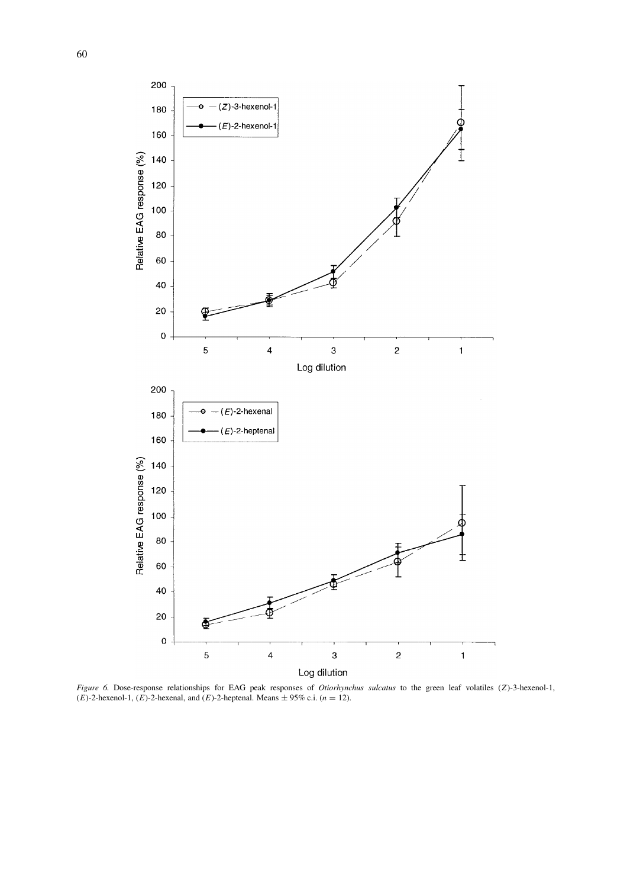*Figure 6.* Dose-response relationships for EAG peak responses of *Otiorhynchus sulcatus* to the green leaf volatiles (*Z*)-3-hexenol-1, (*E*)-2-hexenol-1, (*E*)-2-hexenal, and (*E*)-2-heptenal. Means ± 95% c.i. ($n = 12$).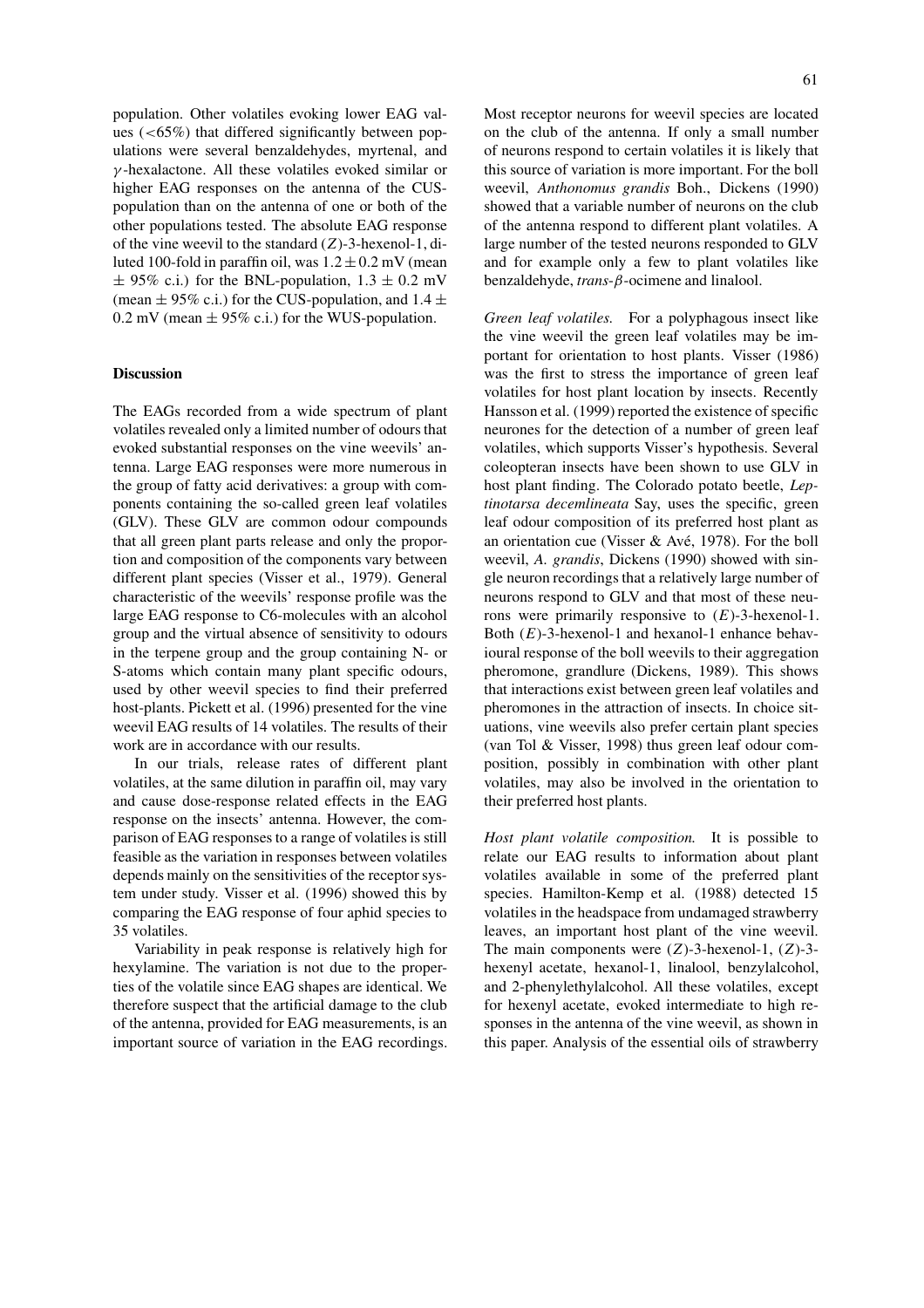population. Other volatiles evoking lower EAG values (<65%) that differed significantly between populations were several benzaldehydes, myrtenal, and $\gamma$-hexalactone. All these volatiles evoked similar or higher EAG responses on the antenna of the CUS-population than on the antenna of one or both of the other populations tested. The absolute EAG response of the vine weevil to the standard (*Z*)-3-hexenol-1, diluted 100-fold in paraffin oil, was $1.2 \pm 0.2$ mV (mean $\pm$ 95% c.i.) for the BNL-population, $1.3 \pm 0.2$ mV (mean $\pm$ 95% c.i.) for the CUS-population, and $1.4 \pm 0.2$ mV (mean $\pm$ 95% c.i.) for the WUS-population.

## Discussion

The EAGs recorded from a wide spectrum of plant volatiles revealed only a limited number of odours that evoked substantial responses on the vine weevils' antenna. Large EAG responses were more numerous in the group of fatty acid derivatives: a group with components containing the so-called green leaf volatiles (GLV). These GLV are common odour compounds that all green plant parts release and only the proportion and composition of the components vary between different plant species (Visser et al., 1979). General characteristic of the weevils' response profile was the large EAG response to C6-molecules with an alcohol group and the virtual absence of sensitivity to odours in the terpene group and the group containing N- or S-atoms which contain many plant specific odours, used by other weevil species to find their preferred host-plants. Pickett et al. (1996) presented for the vine weevil EAG results of 14 volatiles. The results of their work are in accordance with our results.

In our trials, release rates of different plant volatiles, at the same dilution in paraffin oil, may vary and cause dose-response related effects in the EAG response on the insects' antenna. However, the comparison of EAG responses to a range of volatiles is still feasible as the variation in responses between volatiles depends mainly on the sensitivities of the receptor system under study. Visser et al. (1996) showed this by comparing the EAG response of four aphid species to 35 volatiles.

Variability in peak response is relatively high for hexylamine. The variation is not due to the properties of the volatile since EAG shapes are identical. We therefore suspect that the artificial damage to the club of the antenna, provided for EAG measurements, is an important source of variation in the EAG recordings. Most receptor neurons for weevil species are located on the club of the antenna. If only a small number of neurons respond to certain volatiles it is likely that this source of variation is more important. For the boll weevil, *Anthonomus grandis* Boh., Dickens (1990) showed that a variable number of neurons on the club of the antenna respond to different plant volatiles. A large number of the tested neurons responded to GLV and for example only a few to plant volatiles like benzaldehyde, *trans*-$\beta$-ocimene and linalool.

*Green leaf volatiles.* For a polyphagous insect like the vine weevil the green leaf volatiles may be important for orientation to host plants. Visser (1986) was the first to stress the importance of green leaf volatiles for host plant location by insects. Recently Hansson et al. (1999) reported the existence of specific neurones for the detection of a number of green leaf volatiles, which supports Visser's hypothesis. Several coleopteran insects have been shown to use GLV in host plant finding. The Colorado potato beetle, *Leptinotarsa decemlineata* Say, uses the specific, green leaf odour composition of its preferred host plant as an orientation cue (Visser & Avé, 1978). For the boll weevil, *A. grandis*, Dickens (1990) showed with single neuron recordings that a relatively large number of neurons respond to GLV and that most of these neurons were primarily responsive to (*E*)-3-hexenol-1. Both (*E*)-3-hexenol-1 and hexanol-1 enhance behavioural response of the boll weevils to their aggregation pheromone, grandlure (Dickens, 1989). This shows that interactions exist between green leaf volatiles and pheromones in the attraction of insects. In choice situations, vine weevils also prefer certain plant species (van Tol & Visser, 1998) thus green leaf odour composition, possibly in combination with other plant volatiles, may also be involved in the orientation to their preferred host plants.

*Host plant volatile composition.* It is possible to relate our EAG results to information about plant volatiles available in some of the preferred plant species. Hamilton-Kemp et al. (1988) detected 15 volatiles in the headspace from undamaged strawberry leaves, an important host plant of the vine weevil. The main components were (*Z*)-3-hexenol-1, (*Z*)-3-hexenyl acetate, hexanol-1, linalool, benzylalcohol, and 2-phenylethylalcohol. All these volatiles, except for hexenyl acetate, evoked intermediate to high responses in the antenna of the vine weevil, as shown in this paper. Analysis of the essential oils of strawberry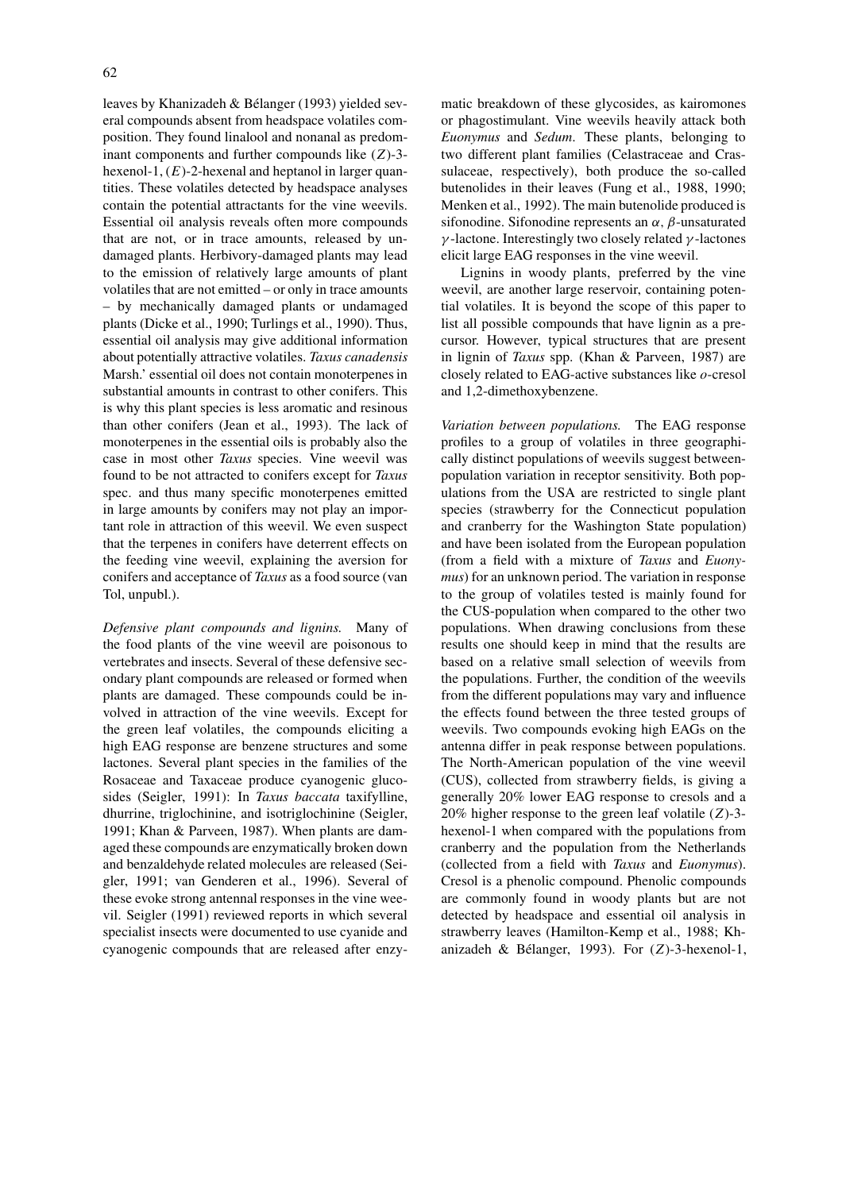leaves by Khanizadeh & Bélanger (1993) yielded several compounds absent from headspace volatiles composition. They found linalool and nonanal as predominant components and further compounds like ($Z$)-3-hexenol-1, ($E$)-2-hexenal and heptanol in larger quantities. These volatiles detected by headspace analyses contain the potential attractants for the vine weevils. Essential oil analysis reveals often more compounds that are not, or in trace amounts, released by undamaged plants. Herbivory-damaged plants may lead to the emission of relatively large amounts of plant volatiles that are not emitted – or only in trace amounts – by mechanically damaged plants or undamaged plants (Dicke et al., 1990; Turlings et al., 1990). Thus, essential oil analysis may give additional information about potentially attractive volatiles. *Taxus canadensis* Marsh.' essential oil does not contain monoterpenes in substantial amounts in contrast to other conifers. This is why this plant species is less aromatic and resinous than other conifers (Jean et al., 1993). The lack of monoterpenes in the essential oils is probably also the case in most other *Taxus* species. Vine weevil was found to be not attracted to conifers except for *Taxus* spec. and thus many specific monoterpenes emitted in large amounts by conifers may not play an important role in attraction of this weevil. We even suspect that the terpenes in conifers have deterrent effects on the feeding vine weevil, explaining the aversion for conifers and acceptance of *Taxus* as a food source (van Tol, unpubl.).

*Defensive plant compounds and lignins.* Many of the food plants of the vine weevil are poisonous to vertebrates and insects. Several of these defensive secondary plant compounds are released or formed when plants are damaged. These compounds could be involved in attraction of the vine weevils. Except for the green leaf volatiles, the compounds eliciting a high EAG response are benzene structures and some lactones. Several plant species in the families of the Rosaceae and Taxaceae produce cyanogenic glucosides (Seigler, 1991): In *Taxus baccata* taxifylline, dhurrine, triglochinine, and isotriglochinine (Seigler, 1991; Khan & Parveen, 1987). When plants are damaged these compounds are enzymatically broken down and benzaldehyde related molecules are released (Seigler, 1991; van Genderen et al., 1996). Several of these evoke strong antennal responses in the vine weevil. Seigler (1991) reviewed reports in which several specialist insects were documented to use cyanide and cyanogenic compounds that are released after enzymatic breakdown of these glycosides, as kairomones or phagostimulant. Vine weevils heavily attack both *Euonymus* and *Sedum*. These plants, belonging to two different plant families (Celastraceae and Crassulaceae, respectively), both produce the so-called butenolides in their leaves (Fung et al., 1988, 1990; Menken et al., 1992). The main butenolide produced is sifonodine. Sifonodine represents an $\alpha$, $\beta$-unsaturated $\gamma$-lactone. Interestingly two closely related $\gamma$-lactones elicit large EAG responses in the vine weevil.

Lignins in woody plants, preferred by the vine weevil, are another large reservoir, containing potential volatiles. It is beyond the scope of this paper to list all possible compounds that have lignin as a precursor. However, typical structures that are present in lignin of *Taxus* spp. (Khan & Parveen, 1987) are closely related to EAG-active substances like *o*-cresol and 1,2-dimethoxybenzene.

*Variation between populations.* The EAG response profiles to a group of volatiles in three geographically distinct populations of weevils suggest between-population variation in receptor sensitivity. Both populations from the USA are restricted to single plant species (strawberry for the Connecticut population and cranberry for the Washington State population) and have been isolated from the European population (from a field with a mixture of *Taxus* and *Euonymus*) for an unknown period. The variation in response to the group of volatiles tested is mainly found for the CUS-population when compared to the other two populations. When drawing conclusions from these results one should keep in mind that the results are based on a relative small selection of weevils from the populations. Further, the condition of the weevils from the different populations may vary and influence the effects found between the three tested groups of weevils. Two compounds evoking high EAGs on the antenna differ in peak response between populations. The North-American population of the vine weevil (CUS), collected from strawberry fields, is giving a generally 20% lower EAG response to cresols and a 20% higher response to the green leaf volatile ($Z$)-3-hexenol-1 when compared with the populations from cranberry and the population from the Netherlands (collected from a field with *Taxus* and *Euonymus*). Cresol is a phenolic compound. Phenolic compounds are commonly found in woody plants but are not detected by headspace and essential oil analysis in strawberry leaves (Hamilton-Kemp et al., 1988; Khanizadeh & Bélanger, 1993). For ($Z$)-3-hexenol-1,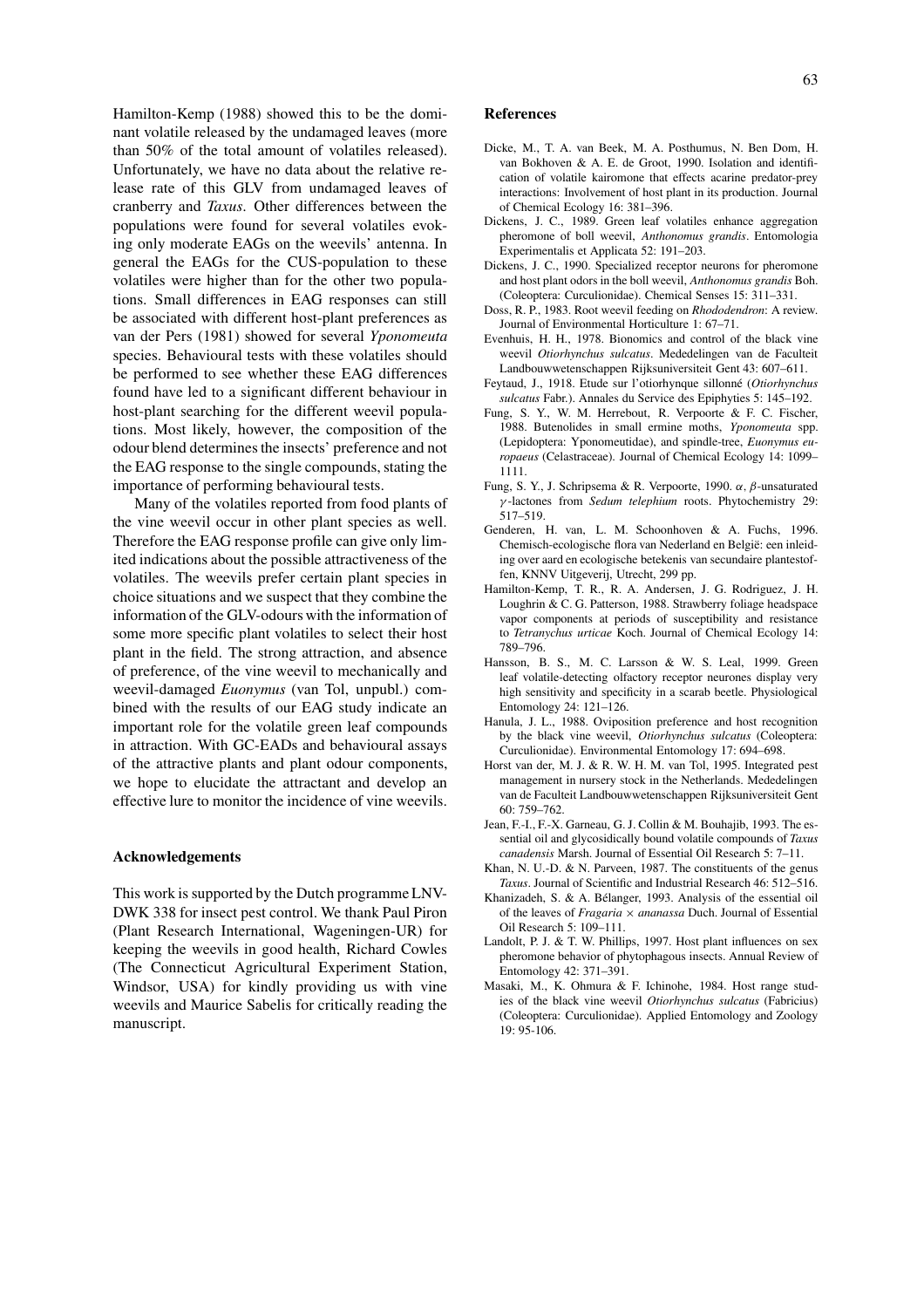Hamilton-Kemp (1988) showed this to be the dominant volatile released by the undamaged leaves (more than 50% of the total amount of volatiles released). Unfortunately, we have no data about the relative release rate of this GLV from undamaged leaves of cranberry and *Taxus*. Other differences between the populations were found for several volatiles evoking only moderate EAGs on the weevils' antenna. In general the EAGs for the CUS-population to these volatiles were higher than for the other two populations. Small differences in EAG responses can still be associated with different host-plant preferences as van der Pers (1981) showed for several *Yponomeuta* species. Behavioural tests with these volatiles should be performed to see whether these EAG differences found have led to a significant different behaviour in host-plant searching for the different weevil populations. Most likely, however, the composition of the odour blend determines the insects' preference and not the EAG response to the single compounds, stating the importance of performing behavioural tests.

Many of the volatiles reported from food plants of the vine weevil occur in other plant species as well. Therefore the EAG response profile can give only limited indications about the possible attractiveness of the volatiles. The weevils prefer certain plant species in choice situations and we suspect that they combine the information of the GLV-odours with the information of some more specific plant volatiles to select their host plant in the field. The strong attraction, and absence of preference, of the vine weevil to mechanically and weevil-damaged *Euonymus* (van Tol, unpubl.) combined with the results of our EAG study indicate an important role for the volatile green leaf compounds in attraction. With GC-EADs and behavioural assays of the attractive plants and plant odour components, we hope to elucidate the attractant and develop an effective lure to monitor the incidence of vine weevils.

## Acknowledgements

This work is supported by the Dutch programme LNV-DWK 338 for insect pest control. We thank Paul Piron (Plant Research International, Wageningen-UR) for keeping the weevils in good health, Richard Cowles (The Connecticut Agricultural Experiment Station, Windsor, USA) for kindly providing us with vine weevils and Maurice Sabelis for critically reading the manuscript.

## References

Dicke, M., T. A. van Beek, M. A. Posthumus, N. Ben Dom, H. van Bokhoven & A. E. de Groot, 1990. Isolation and identification of volatile kairomone that effects acarine predator-prey interactions: Involvement of host plant in its production. Journal of Chemical Ecology 16: 381–396.

Dickens, J. C., 1989. Green leaf volatiles enhance aggregation pheromone of boll weevil, *Anthonomus grandis*. Entomologia Experimentalis et Applicata 52: 191–203.

Dickens, J. C., 1990. Specialized receptor neurons for pheromone and host plant odors in the boll weevil, *Anthonomus grandis* Boh. (Coleoptera: Curculionidae). Chemical Senses 15: 311–331.

Doss, R. P., 1983. Root weevil feeding on *Rhododendron*: A review. Journal of Environmental Horticulture 1: 67–71.

Evenhuis, H. H., 1978. Bionomics and control of the black vine weevil *Otiorhynchus sulcatus*. Mededelingen van de Faculteit Landbouwwetenschappen Rijksuniversiteit Gent 43: 607–611.

Feytaud, J., 1918. Etude sur l'otiorhynque sillonné (*Otiorhynchus sulcatus* Fabr.). Annales du Service des Epiphyties 5: 145–192.

Fung, S. Y., W. M. Herrebout, R. Verpoorte & F. C. Fischer, 1988. Butenolides in small ermine moths, *Yponomeuta* spp. (Lepidoptera: Yponomeutidae), and spindle-tree, *Euonymus europaeus* (Celastraceae). Journal of Chemical Ecology 14: 1099–1111.

Fung, S. Y., J. Schripsema & R. Verpoorte, 1990. $\alpha$, $\beta$-unsaturated $\gamma$-lactones from *Sedum telephium* roots. Phytochemistry 29: 517–519.

Genderen, H. van, L. M. Schoonhoven & A. Fuchs, 1996. Chemisch-ecologische flora van Nederland en België: een inleiding over aard en ecologische betekenis van secundaire plantestoffen, KNNV Uitgeverij, Utrecht, 299 pp.

Hamilton-Kemp, T. R., R. A. Andersen, J. G. Rodriguez, J. H. Loughrin & C. G. Patterson, 1988. Strawberry foliage headspace vapor components at periods of susceptibility and resistance to *Tetranychus urticae* Koch. Journal of Chemical Ecology 14: 789–796.

Hansson, B. S., M. C. Larsson & W. S. Leal, 1999. Green leaf volatile-detecting olfactory receptor neurones display very high sensitivity and specificity in a scarab beetle. Physiological Entomology 24: 121–126.

Hanula, J. L., 1988. Oviposition preference and host recognition by the black vine weevil, *Otiorhynchus sulcatus* (Coleoptera: Curculionidae). Environmental Entomology 17: 694–698.

Horst van der, M. J. & R. W. H. M. van Tol, 1995. Integrated pest management in nursery stock in the Netherlands. Mededelingen van de Faculteit Landbouwwetenschappen Rijksuniversiteit Gent 60: 759–762.

Jean, F.-I., F.-X. Garneau, G. J. Collin & M. Bouhajib, 1993. The essential oil and glycosidically bound volatile compounds of *Taxus canadensis* Marsh. Journal of Essential Oil Research 5: 7–11.

Khan, N. U.-D. & N. Parveen, 1987. The constituents of the genus *Taxus*. Journal of Scientific and Industrial Research 46: 512–516.

Khanizadeh, S. & A. Bélanger, 1993. Analysis of the essential oil of the leaves of *Fragaria* × *ananassa* Duch. Journal of Essential Oil Research 5: 109–111.

Landolt, P. J. & T. W. Phillips, 1997. Host plant influences on sex pheromone behavior of phytophagous insects. Annual Review of Entomology 42: 371–391.

Masaki, M., K. Ohmura & F. Ichinohe, 1984. Host range studies of the black vine weevil *Otiorhynchus sulcatus* (Fabricius) (Coleoptera: Curculionidae). Applied Entomology and Zoology 19: 95-106.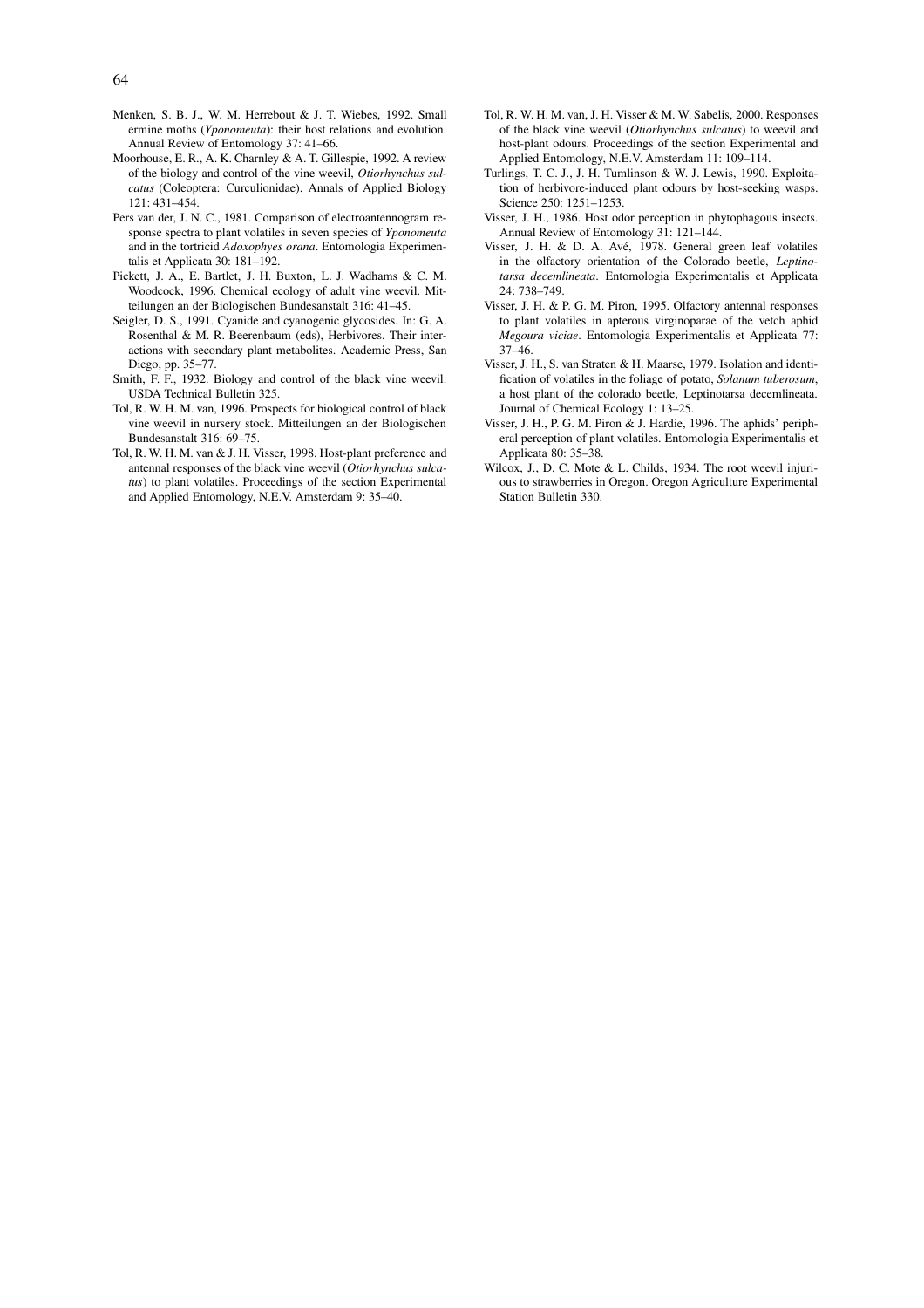Menken, S. B. J., W. M. Herrebout & J. T. Wiebes, 1992. Small ermine moths (*Yponomeuta*): their host relations and evolution. Annual Review of Entomology 37: 41–66.

Moorhouse, E. R., A. K. Charnley & A. T. Gillespie, 1992. A review of the biology and control of the vine weevil, *Otiorhynchus sulcatus* (Coleoptera: Curculionidae). Annals of Applied Biology 121: 431–454.

Pers van der, J. N. C., 1981. Comparison of electroantennogram response spectra to plant volatiles in seven species of *Yponomeuta* and in the tortricid *Adoxophyes orana*. Entomologia Experimentalis et Applicata 30: 181–192.

Pickett, J. A., E. Bartlet, J. H. Buxton, L. J. Wadhams & C. M. Woodcock, 1996. Chemical ecology of adult vine weevil. Mitteilungen an der Biologischen Bundesanstalt 316: 41–45.

Seigler, D. S., 1991. Cyanide and cyanogenic glycosides. In: G. A. Rosenthal & M. R. Beerenbaum (eds), Herbivores. Their interactions with secondary plant metabolites. Academic Press, San Diego, pp. 35–77.

Smith, F. F., 1932. Biology and control of the black vine weevil. USDA Technical Bulletin 325.

Tol, R. W. H. M. van, 1996. Prospects for biological control of black vine weevil in nursery stock. Mitteilungen an der Biologischen Bundesanstalt 316: 69–75.

Tol, R. W. H. M. van & J. H. Visser, 1998. Host-plant preference and antennal responses of the black vine weevil (*Otiorhynchus sulcatus*) to plant volatiles. Proceedings of the section Experimental and Applied Entomology, N.E.V. Amsterdam 9: 35–40.

Tol, R. W. H. M. van, J. H. Visser & M. W. Sabelis, 2000. Responses of the black vine weevil (*Otiorhynchus sulcatus*) to weevil and host-plant odours. Proceedings of the section Experimental and Applied Entomology, N.E.V. Amsterdam 11: 109–114.

Turlings, T. C. J., J. H. Tumlinson & W. J. Lewis, 1990. Exploitation of herbivore-induced plant odours by host-seeking wasps. Science 250: 1251–1253.

Visser, J. H., 1986. Host odor perception in phytophagous insects. Annual Review of Entomology 31: 121–144.

Visser, J. H. & D. A. Avé, 1978. General green leaf volatiles in the olfactory orientation of the Colorado beetle, *Leptinotarsa decemlineata*. Entomologia Experimentalis et Applicata 24: 738–749.

Visser, J. H. & P. G. M. Piron, 1995. Olfactory antennal responses to plant volatiles in apterous virginoparae of the vetch aphid *Megoura viciae*. Entomologia Experimentalis et Applicata 77: 37–46.

Visser, J. H., S. van Straten & H. Maarse, 1979. Isolation and identification of volatiles in the foliage of potato, *Solanum tuberosum*, a host plant of the colorado beetle, Leptinotarsa decemlineata. Journal of Chemical Ecology 1: 13–25.

Visser, J. H., P. G. M. Piron & J. Hardie, 1996. The aphids' peripheral perception of plant volatiles. Entomologia Experimentalis et Applicata 80: 35–38.

Wilcox, J., D. C. Mote & L. Childs, 1934. The root weevil injurious to strawberries in Oregon. Oregon Agriculture Experimental Station Bulletin 330.